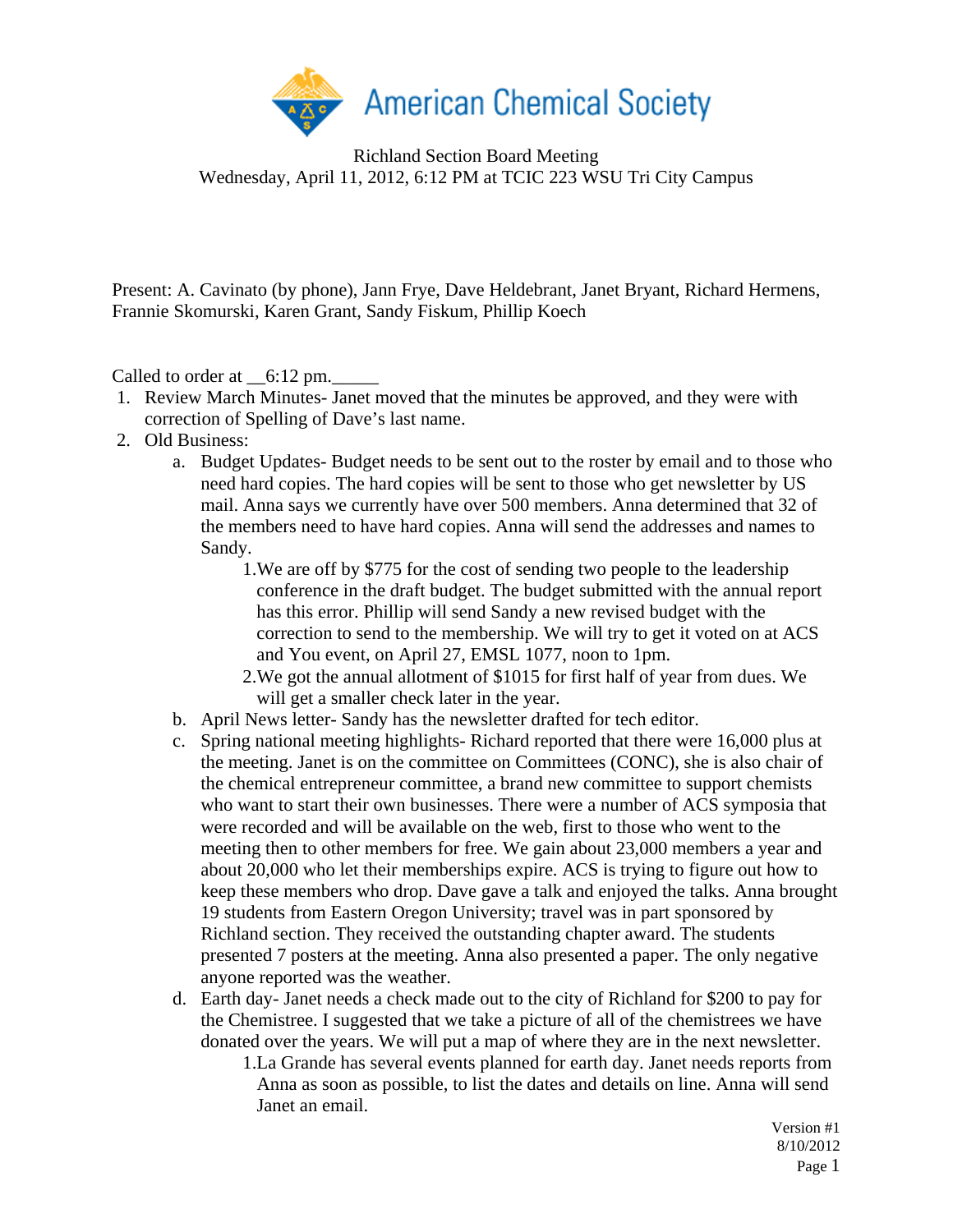American Chemical Society

Richland Section Board Meeting
Wednesday, April 11, 2012, 6:12 PM at TCIC 223 WSU Tri City Campus

Present: A. Cavinato (by phone), Jann Frye, Dave Heldebrant, Janet Bryant, Richard Hermens, Frannie Skomurski, Karen Grant, Sandy Fiskum, Phillip Koech

Called to order at __6:12 pm._____

1. Review March Minutes- Janet moved that the minutes be approved, and they were with correction of Spelling of Dave's last name.
2. Old Business:
    a. Budget Updates- Budget needs to be sent out to the roster by email and to those who need hard copies. The hard copies will be sent to those who get newsletter by US mail. Anna says we currently have over 500 members. Anna determined that 32 of the members need to have hard copies. Anna will send the addresses and names to Sandy.
        1. We are off by $775 for the cost of sending two people to the leadership conference in the draft budget. The budget submitted with the annual report has this error. Phillip will send Sandy a new revised budget with the correction to send to the membership. We will try to get it voted on at ACS and You event, on April 27, EMSL 1077, noon to 1pm.
        2. We got the annual allotment of $1015 for first half of year from dues. We will get a smaller check later in the year.
    b. April News letter- Sandy has the newsletter drafted for tech editor.
    c. Spring national meeting highlights- Richard reported that there were 16,000 plus at the meeting. Janet is on the committee on Committees (CONC), she is also chair of the chemical entrepreneur committee, a brand new committee to support chemists who want to start their own businesses. There were a number of ACS symposia that were recorded and will be available on the web, first to those who went to the meeting then to other members for free. We gain about 23,000 members a year and about 20,000 who let their memberships expire. ACS is trying to figure out how to keep these members who drop. Dave gave a talk and enjoyed the talks. Anna brought 19 students from Eastern Oregon University; travel was in part sponsored by Richland section. They received the outstanding chapter award. The students presented 7 posters at the meeting. Anna also presented a paper. The only negative anyone reported was the weather.
    d. Earth day- Janet needs a check made out to the city of Richland for $200 to pay for the Chemistree. I suggested that we take a picture of all of the chemistrees we have donated over the years. We will put a map of where they are in the next newsletter.
        1. La Grande has several events planned for earth day. Janet needs reports from Anna as soon as possible, to list the dates and details on line. Anna will send Janet an email.

Version #1
8/10/2012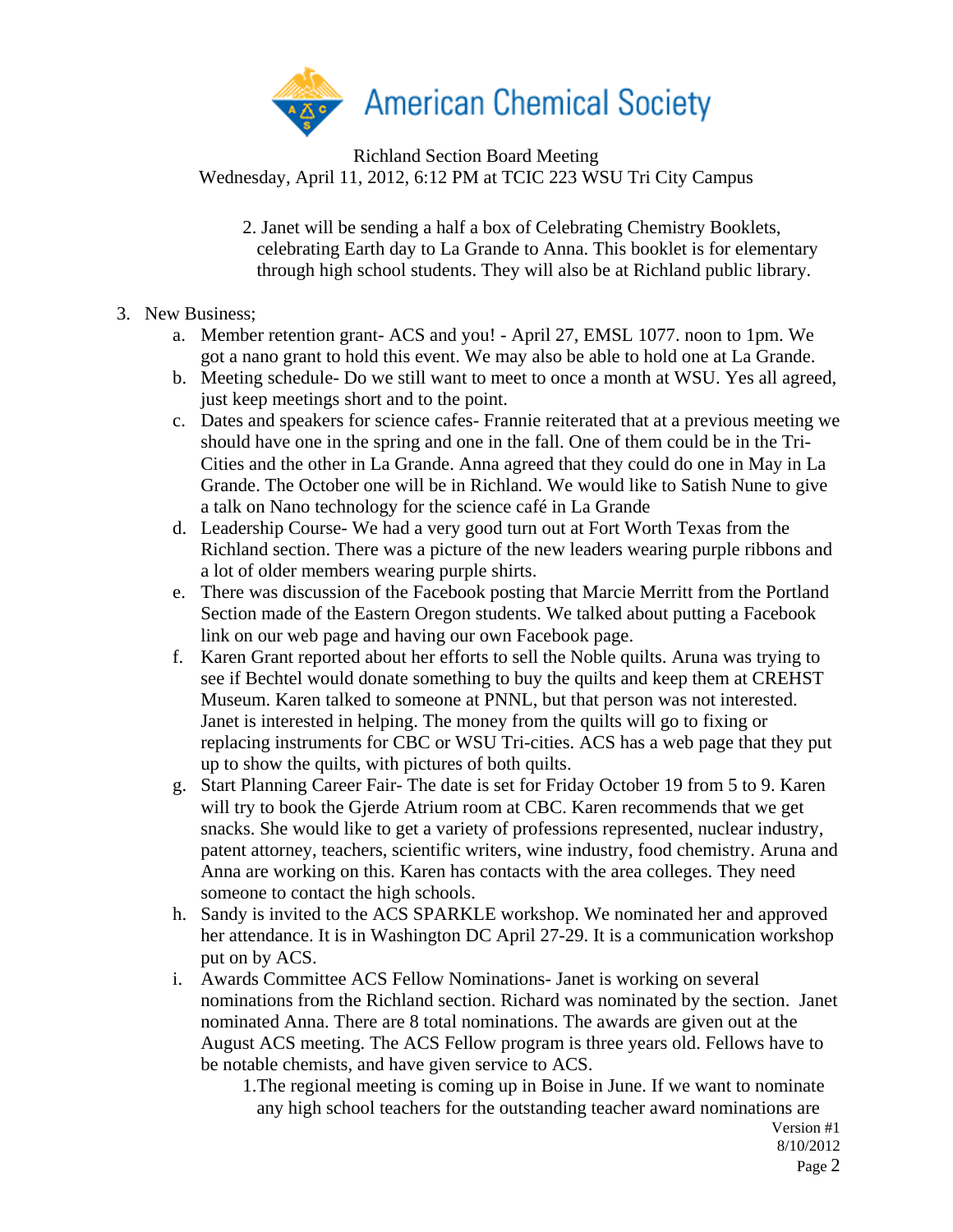American Chemical Society

Richland Section Board Meeting
Wednesday, April 11, 2012, 6:12 PM at TCIC 223 WSU Tri City Campus

2. Janet will be sending a half a box of Celebrating Chemistry Booklets, celebrating Earth day to La Grande to Anna. This booklet is for elementary through high school students. They will also be at Richland public library.

3. New Business;
   a. Member retention grant- ACS and you! - April 27, EMSL 1077. noon to 1pm. We got a nano grant to hold this event. We may also be able to hold one at La Grande.
   b. Meeting schedule- Do we still want to meet to once a month at WSU. Yes all agreed, just keep meetings short and to the point.
   c. Dates and speakers for science cafes- Frannie reiterated that at a previous meeting we should have one in the spring and one in the fall. One of them could be in the Tri-Cities and the other in La Grande. Anna agreed that they could do one in May in La Grande. The October one will be in Richland. We would like to Satish Nune to give a talk on Nano technology for the science café in La Grande
   d. Leadership Course- We had a very good turn out at Fort Worth Texas from the Richland section. There was a picture of the new leaders wearing purple ribbons and a lot of older members wearing purple shirts.
   e. There was discussion of the Facebook posting that Marcie Merritt from the Portland Section made of the Eastern Oregon students. We talked about putting a Facebook link on our web page and having our own Facebook page.
   f. Karen Grant reported about her efforts to sell the Noble quilts. Aruna was trying to see if Bechtel would donate something to buy the quilts and keep them at CREHST Museum. Karen talked to someone at PNNL, but that person was not interested. Janet is interested in helping. The money from the quilts will go to fixing or replacing instruments for CBC or WSU Tri-cities. ACS has a web page that they put up to show the quilts, with pictures of both quilts.
   g. Start Planning Career Fair- The date is set for Friday October 19 from 5 to 9. Karen will try to book the Gjerde Atrium room at CBC. Karen recommends that we get snacks. She would like to get a variety of professions represented, nuclear industry, patent attorney, teachers, scientific writers, wine industry, food chemistry. Aruna and Anna are working on this. Karen has contacts with the area colleges. They need someone to contact the high schools.
   h. Sandy is invited to the ACS SPARKLE workshop. We nominated her and approved her attendance. It is in Washington DC April 27-29. It is a communication workshop put on by ACS.
   i. Awards Committee ACS Fellow Nominations- Janet is working on several nominations from the Richland section. Richard was nominated by the section. Janet nominated Anna. There are 8 total nominations. The awards are given out at the August ACS meeting. The ACS Fellow program is three years old. Fellows have to be notable chemists, and have given service to ACS.
      1. The regional meeting is coming up in Boise in June. If we want to nominate any high school teachers for the outstanding teacher award nominations are

Version #1
8/10/2012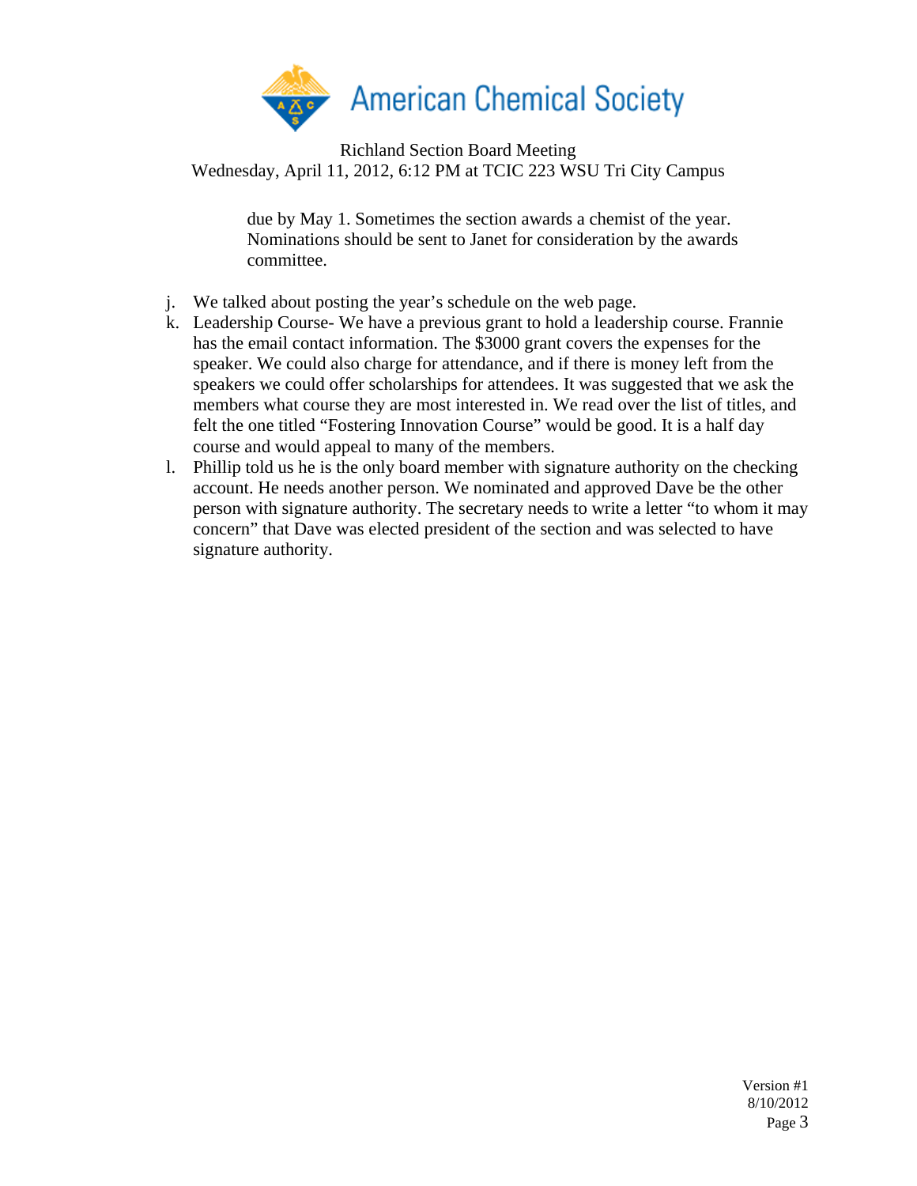due by May 1. Sometimes the section awards a chemist of the year. Nominations should be sent to Janet for consideration by the awards committee.

j. We talked about posting the year's schedule on the web page.
k. Leadership Course- We have a previous grant to hold a leadership course. Frannie has the email contact information. The $3000 grant covers the expenses for the speaker. We could also charge for attendance, and if there is money left from the speakers we could offer scholarships for attendees. It was suggested that we ask the members what course they are most interested in. We read over the list of titles, and felt the one titled "Fostering Innovation Course" would be good. It is a half day course and would appeal to many of the members.
l. Phillip told us he is the only board member with signature authority on the checking account. He needs another person. We nominated and approved Dave be the other person with signature authority. The secretary needs to write a letter "to whom it may concern" that Dave was elected president of the section and was selected to have signature authority.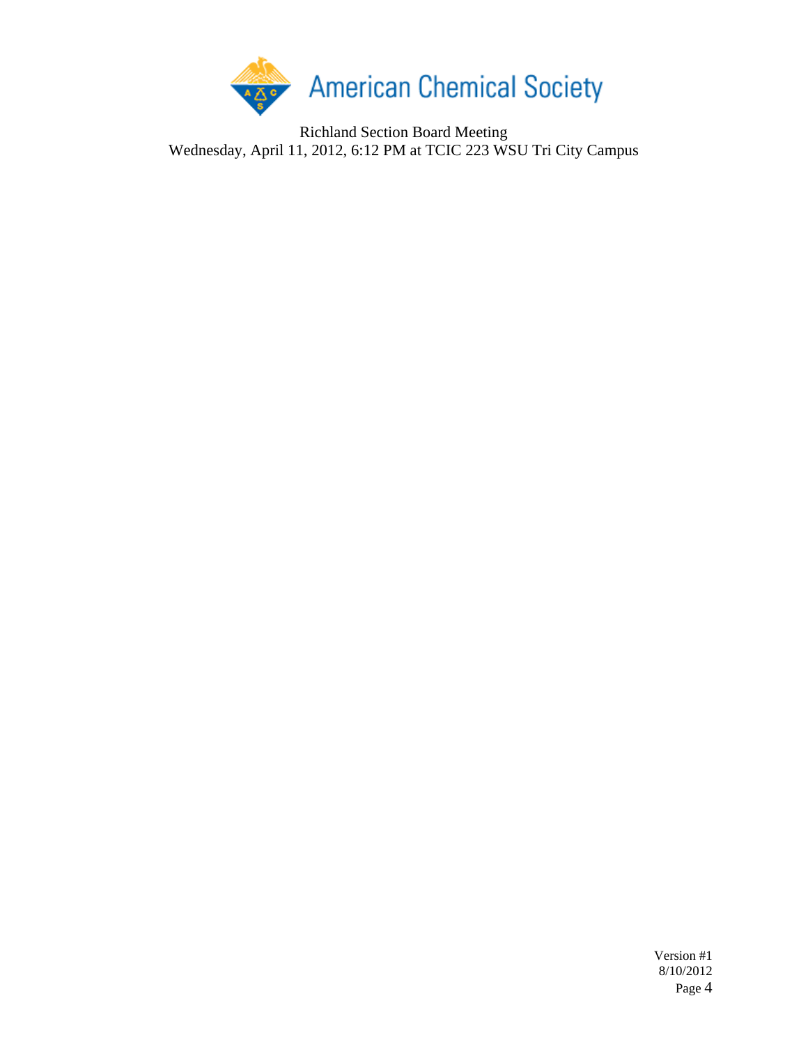Richland Section Board Meeting

Wednesday, April 11, 2012, 6:12 PM at TCIC 223 WSU Tri City Campus